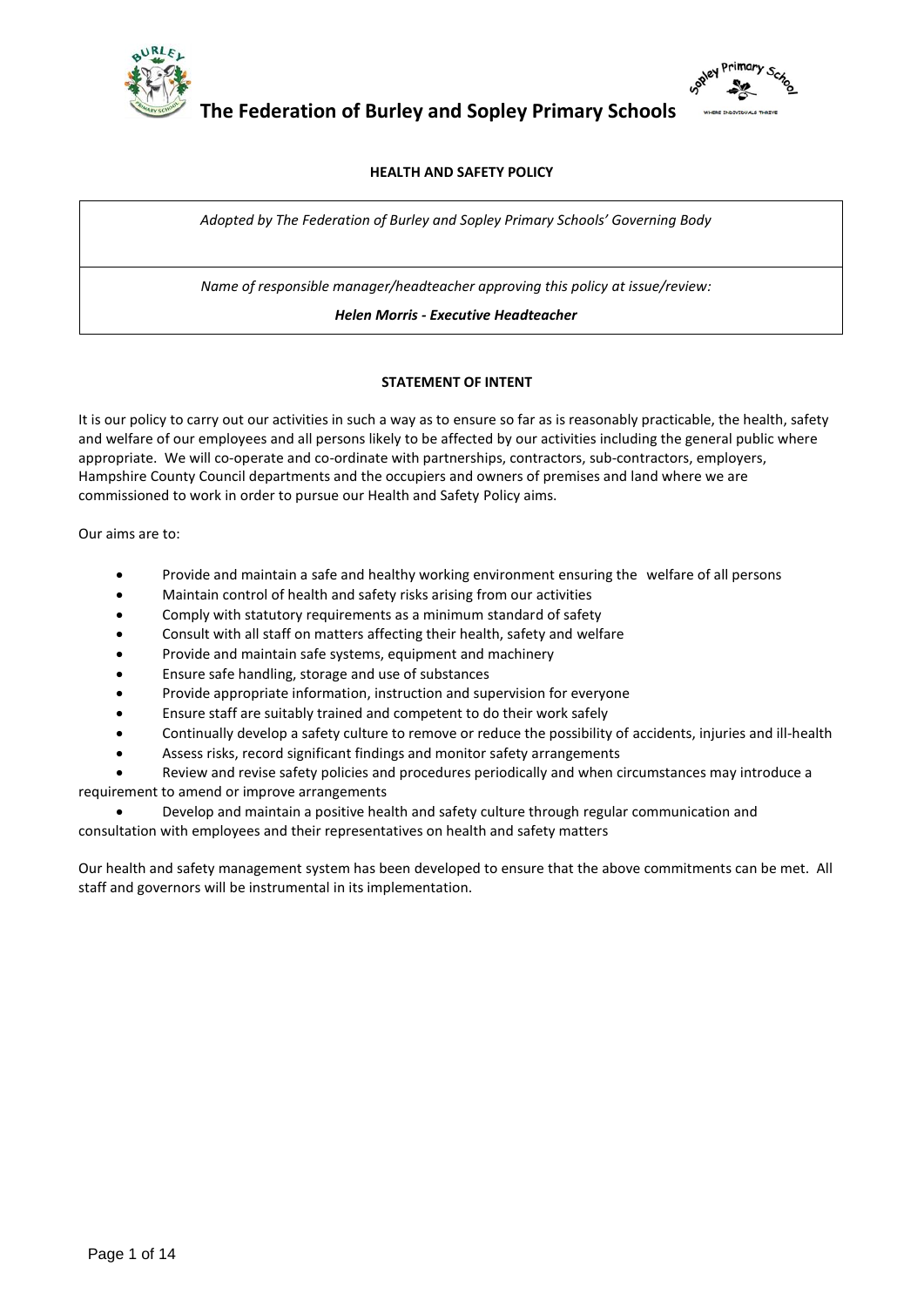# The Federation of Burley and Sopley Primary Schools

## HEALTH AND SAFETY POLICY

| *Adopted by The Federation of Burley and Sopley Primary Schools' Governing Body* |
|---|
| *Name of responsible manager/headteacher approving this policy at issue/review:* ***Helen Morris - Executive Headteacher*** |

### STATEMENT OF INTENT

It is our policy to carry out our activities in such a way as to ensure so far as is reasonably practicable, the health, safety and welfare of our employees and all persons likely to be affected by our activities including the general public where appropriate. We will co-operate and co-ordinate with partnerships, contractors, sub-contractors, employers, Hampshire County Council departments and the occupiers and owners of premises and land where we are commissioned to work in order to pursue our Health and Safety Policy aims.

Our aims are to:

- Provide and maintain a safe and healthy working environment ensuring the welfare of all persons
- Maintain control of health and safety risks arising from our activities
- Comply with statutory requirements as a minimum standard of safety
- Consult with all staff on matters affecting their health, safety and welfare
- Provide and maintain safe systems, equipment and machinery
- Ensure safe handling, storage and use of substances
- Provide appropriate information, instruction and supervision for everyone
- Ensure staff are suitably trained and competent to do their work safely
- Continually develop a safety culture to remove or reduce the possibility of accidents, injuries and ill-health
- Assess risks, record significant findings and monitor safety arrangements
- Review and revise safety policies and procedures periodically and when circumstances may introduce a requirement to amend or improve arrangements
- Develop and maintain a positive health and safety culture through regular communication and consultation with employees and their representatives on health and safety matters

Our health and safety management system has been developed to ensure that the above commitments can be met. All staff and governors will be instrumental in its implementation.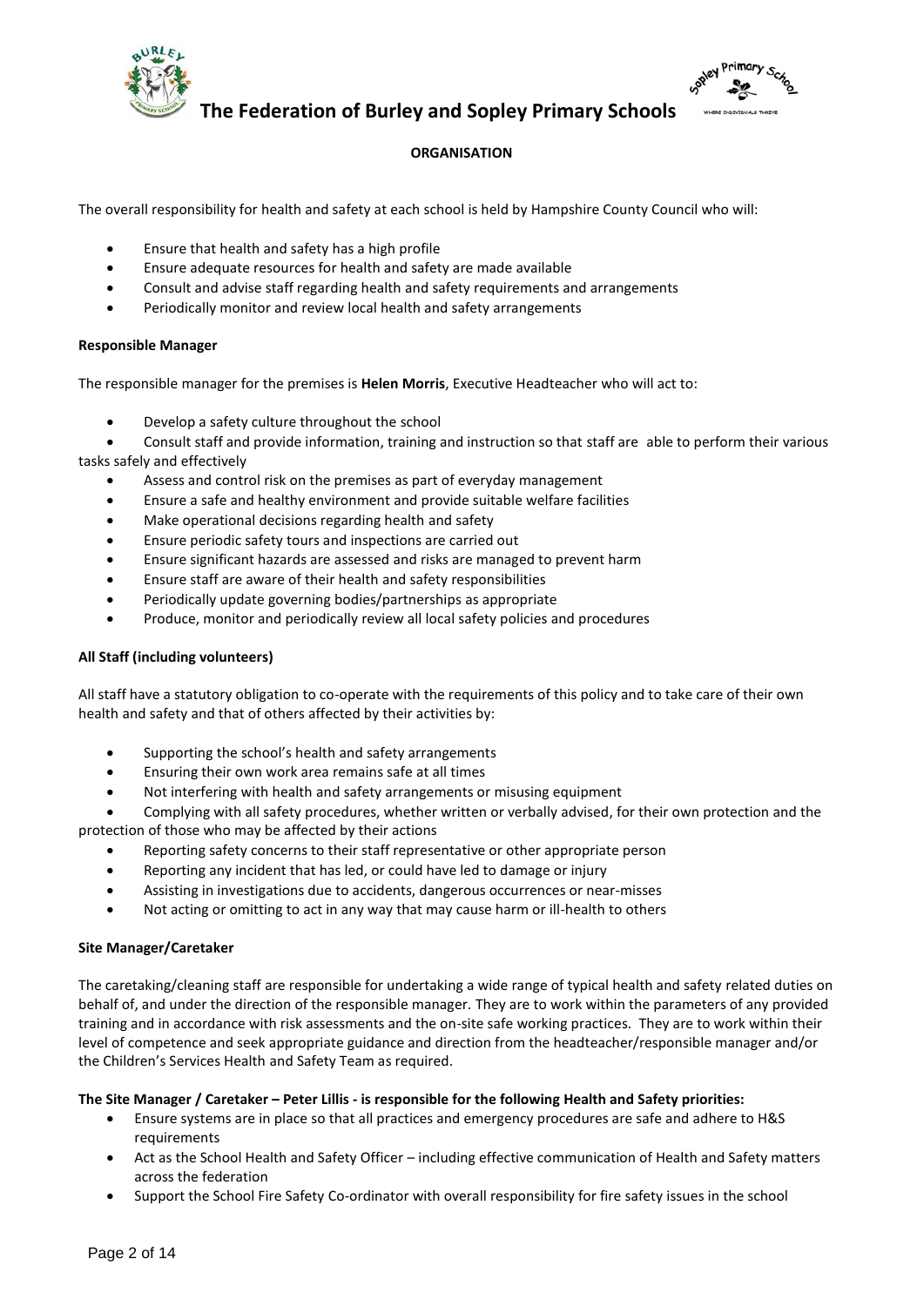**The Federation of Burley and Sopley Primary Schools**

## ORGANISATION

The overall responsibility for health and safety at each school is held by Hampshire County Council who will:

- Ensure that health and safety has a high profile
- Ensure adequate resources for health and safety are made available
- Consult and advise staff regarding health and safety requirements and arrangements
- Periodically monitor and review local health and safety arrangements

### Responsible Manager

The responsible manager for the premises is **Helen Morris**, Executive Headteacher who will act to:

- Develop a safety culture throughout the school
- Consult staff and provide information, training and instruction so that staff are able to perform their various tasks safely and effectively
- Assess and control risk on the premises as part of everyday management
- Ensure a safe and healthy environment and provide suitable welfare facilities
- Make operational decisions regarding health and safety
- Ensure periodic safety tours and inspections are carried out
- Ensure significant hazards are assessed and risks are managed to prevent harm
- Ensure staff are aware of their health and safety responsibilities
- Periodically update governing bodies/partnerships as appropriate
- Produce, monitor and periodically review all local safety policies and procedures

### All Staff (including volunteers)

All staff have a statutory obligation to co-operate with the requirements of this policy and to take care of their own health and safety and that of others affected by their activities by:

- Supporting the school's health and safety arrangements
- Ensuring their own work area remains safe at all times
- Not interfering with health and safety arrangements or misusing equipment
- Complying with all safety procedures, whether written or verbally advised, for their own protection and the protection of those who may be affected by their actions
- Reporting safety concerns to their staff representative or other appropriate person
- Reporting any incident that has led, or could have led to damage or injury
- Assisting in investigations due to accidents, dangerous occurrences or near-misses
- Not acting or omitting to act in any way that may cause harm or ill-health to others

### Site Manager/Caretaker

The caretaking/cleaning staff are responsible for undertaking a wide range of typical health and safety related duties on behalf of, and under the direction of the responsible manager. They are to work within the parameters of any provided training and in accordance with risk assessments and the on-site safe working practices. They are to work within their level of competence and seek appropriate guidance and direction from the headteacher/responsible manager and/or the Children's Services Health and Safety Team as required.

**The Site Manager / Caretaker – Peter Lillis - is responsible for the following Health and Safety priorities:**

- Ensure systems are in place so that all practices and emergency procedures are safe and adhere to H&S requirements
- Act as the School Health and Safety Officer – including effective communication of Health and Safety matters across the federation
- Support the School Fire Safety Co-ordinator with overall responsibility for fire safety issues in the school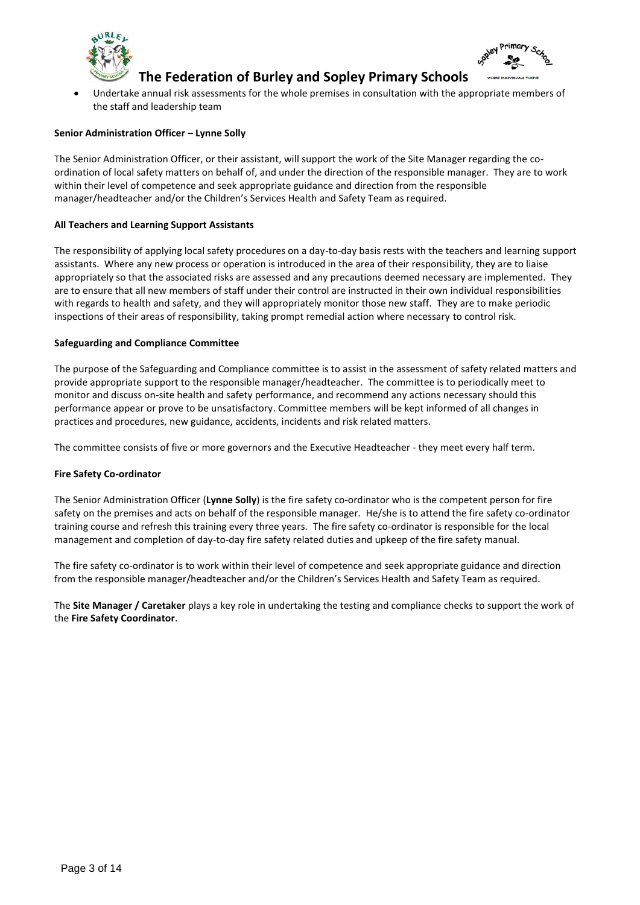- Undertake annual risk assessments for the whole premises in consultation with the appropriate members of the staff and leadership team

**Senior Administration Officer – Lynne Solly**

The Senior Administration Officer, or their assistant, will support the work of the Site Manager regarding the co-ordination of local safety matters on behalf of, and under the direction of the responsible manager. They are to work within their level of competence and seek appropriate guidance and direction from the responsible manager/headteacher and/or the Children's Services Health and Safety Team as required.

**All Teachers and Learning Support Assistants**

The responsibility of applying local safety procedures on a day-to-day basis rests with the teachers and learning support assistants. Where any new process or operation is introduced in the area of their responsibility, they are to liaise appropriately so that the associated risks are assessed and any precautions deemed necessary are implemented. They are to ensure that all new members of staff under their control are instructed in their own individual responsibilities with regards to health and safety, and they will appropriately monitor those new staff. They are to make periodic inspections of their areas of responsibility, taking prompt remedial action where necessary to control risk.

**Safeguarding and Compliance Committee**

The purpose of the Safeguarding and Compliance committee is to assist in the assessment of safety related matters and provide appropriate support to the responsible manager/headteacher. The committee is to periodically meet to monitor and discuss on-site health and safety performance, and recommend any actions necessary should this performance appear or prove to be unsatisfactory. Committee members will be kept informed of all changes in practices and procedures, new guidance, accidents, incidents and risk related matters.

The committee consists of five or more governors and the Executive Headteacher - they meet every half term.

**Fire Safety Co-ordinator**

The Senior Administration Officer (**Lynne Solly**) is the fire safety co-ordinator who is the competent person for fire safety on the premises and acts on behalf of the responsible manager. He/she is to attend the fire safety co-ordinator training course and refresh this training every three years. The fire safety co-ordinator is responsible for the local management and completion of day-to-day fire safety related duties and upkeep of the fire safety manual.

The fire safety co-ordinator is to work within their level of competence and seek appropriate guidance and direction from the responsible manager/headteacher and/or the Children's Services Health and Safety Team as required.

The **Site Manager / Caretaker** plays a key role in undertaking the testing and compliance checks to support the work of the **Fire Safety Coordinator**.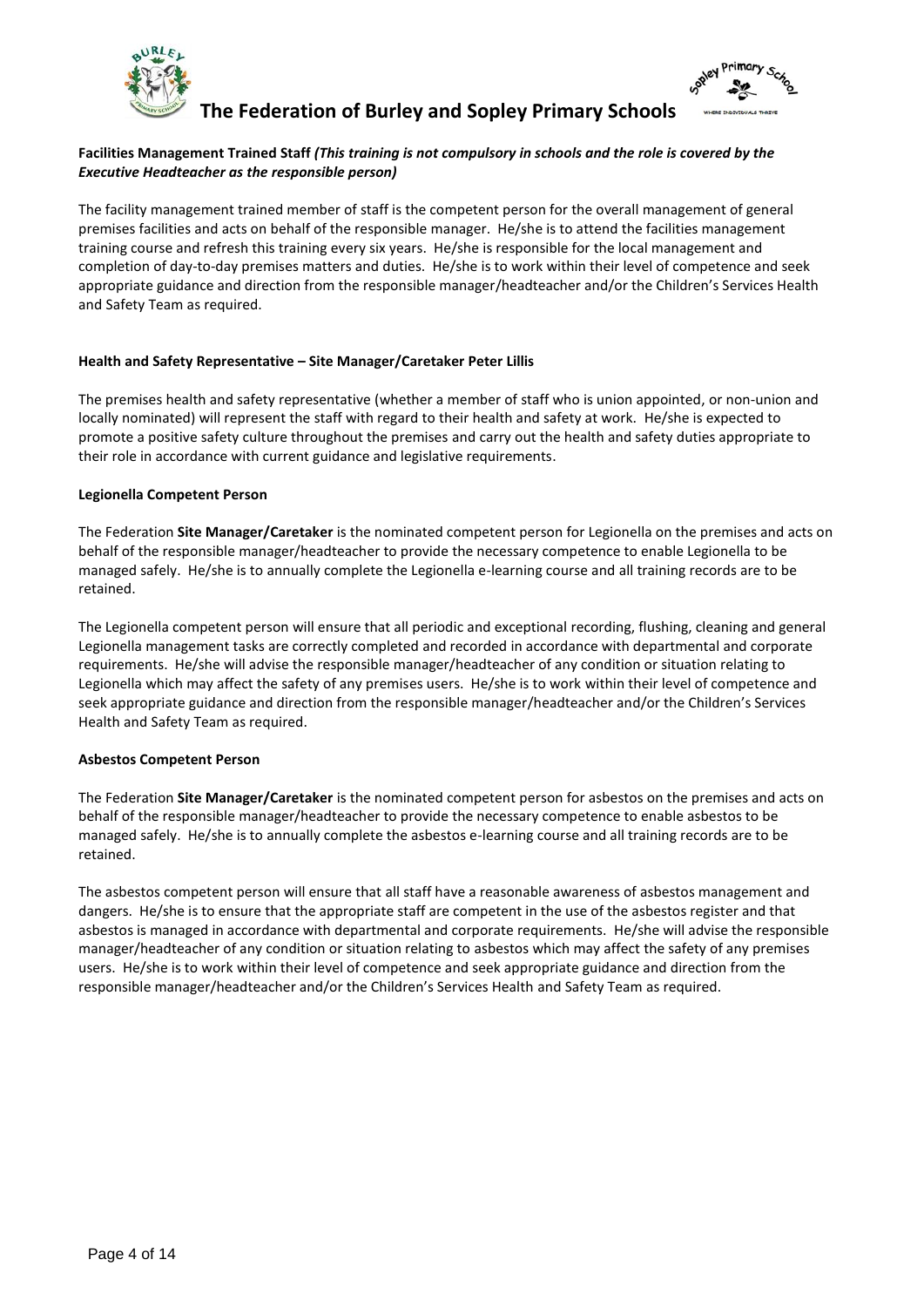**Facilities Management Trained Staff** ***(This training is not compulsory in schools and the role is covered by the Executive Headteacher as the responsible person)***

The facility management trained member of staff is the competent person for the overall management of general premises facilities and acts on behalf of the responsible manager. He/she is to attend the facilities management training course and refresh this training every six years. He/she is responsible for the local management and completion of day-to-day premises matters and duties. He/she is to work within their level of competence and seek appropriate guidance and direction from the responsible manager/headteacher and/or the Children's Services Health and Safety Team as required.

**Health and Safety Representative – Site Manager/Caretaker Peter Lillis**

The premises health and safety representative (whether a member of staff who is union appointed, or non-union and locally nominated) will represent the staff with regard to their health and safety at work. He/she is expected to promote a positive safety culture throughout the premises and carry out the health and safety duties appropriate to their role in accordance with current guidance and legislative requirements.

**Legionella Competent Person**

The Federation **Site Manager/Caretaker** is the nominated competent person for Legionella on the premises and acts on behalf of the responsible manager/headteacher to provide the necessary competence to enable Legionella to be managed safely. He/she is to annually complete the Legionella e-learning course and all training records are to be retained.

The Legionella competent person will ensure that all periodic and exceptional recording, flushing, cleaning and general Legionella management tasks are correctly completed and recorded in accordance with departmental and corporate requirements. He/she will advise the responsible manager/headteacher of any condition or situation relating to Legionella which may affect the safety of any premises users. He/she is to work within their level of competence and seek appropriate guidance and direction from the responsible manager/headteacher and/or the Children's Services Health and Safety Team as required.

**Asbestos Competent Person**

The Federation **Site Manager/Caretaker** is the nominated competent person for asbestos on the premises and acts on behalf of the responsible manager/headteacher to provide the necessary competence to enable asbestos to be managed safely. He/she is to annually complete the asbestos e-learning course and all training records are to be retained.

The asbestos competent person will ensure that all staff have a reasonable awareness of asbestos management and dangers. He/she is to ensure that the appropriate staff are competent in the use of the asbestos register and that asbestos is managed in accordance with departmental and corporate requirements. He/she will advise the responsible manager/headteacher of any condition or situation relating to asbestos which may affect the safety of any premises users. He/she is to work within their level of competence and seek appropriate guidance and direction from the responsible manager/headteacher and/or the Children's Services Health and Safety Team as required.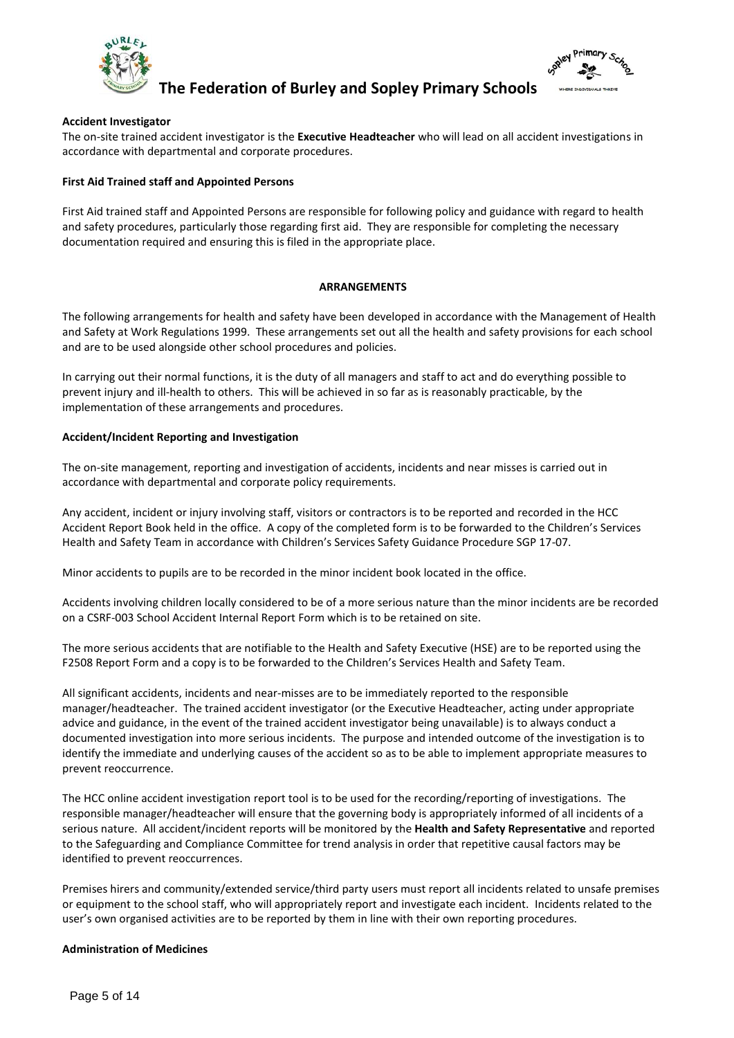**Accident Investigator**

The on-site trained accident investigator is the **Executive Headteacher** who will lead on all accident investigations in accordance with departmental and corporate procedures.

**First Aid Trained staff and Appointed Persons**

First Aid trained staff and Appointed Persons are responsible for following policy and guidance with regard to health and safety procedures, particularly those regarding first aid. They are responsible for completing the necessary documentation required and ensuring this is filed in the appropriate place.

## ARRANGEMENTS

The following arrangements for health and safety have been developed in accordance with the Management of Health and Safety at Work Regulations 1999. These arrangements set out all the health and safety provisions for each school and are to be used alongside other school procedures and policies.

In carrying out their normal functions, it is the duty of all managers and staff to act and do everything possible to prevent injury and ill-health to others. This will be achieved in so far as is reasonably practicable, by the implementation of these arrangements and procedures.

**Accident/Incident Reporting and Investigation**

The on-site management, reporting and investigation of accidents, incidents and near misses is carried out in accordance with departmental and corporate policy requirements.

Any accident, incident or injury involving staff, visitors or contractors is to be reported and recorded in the HCC Accident Report Book held in the office. A copy of the completed form is to be forwarded to the Children's Services Health and Safety Team in accordance with Children's Services Safety Guidance Procedure SGP 17-07.

Minor accidents to pupils are to be recorded in the minor incident book located in the office.

Accidents involving children locally considered to be of a more serious nature than the minor incidents are be recorded on a CSRF-003 School Accident Internal Report Form which is to be retained on site.

The more serious accidents that are notifiable to the Health and Safety Executive (HSE) are to be reported using the F2508 Report Form and a copy is to be forwarded to the Children's Services Health and Safety Team.

All significant accidents, incidents and near-misses are to be immediately reported to the responsible manager/headteacher. The trained accident investigator (or the Executive Headteacher, acting under appropriate advice and guidance, in the event of the trained accident investigator being unavailable) is to always conduct a documented investigation into more serious incidents. The purpose and intended outcome of the investigation is to identify the immediate and underlying causes of the accident so as to be able to implement appropriate measures to prevent reoccurrence.

The HCC online accident investigation report tool is to be used for the recording/reporting of investigations. The responsible manager/headteacher will ensure that the governing body is appropriately informed of all incidents of a serious nature. All accident/incident reports will be monitored by the **Health and Safety Representative** and reported to the Safeguarding and Compliance Committee for trend analysis in order that repetitive causal factors may be identified to prevent reoccurrences.

Premises hirers and community/extended service/third party users must report all incidents related to unsafe premises or equipment to the school staff, who will appropriately report and investigate each incident. Incidents related to the user's own organised activities are to be reported by them in line with their own reporting procedures.

**Administration of Medicines**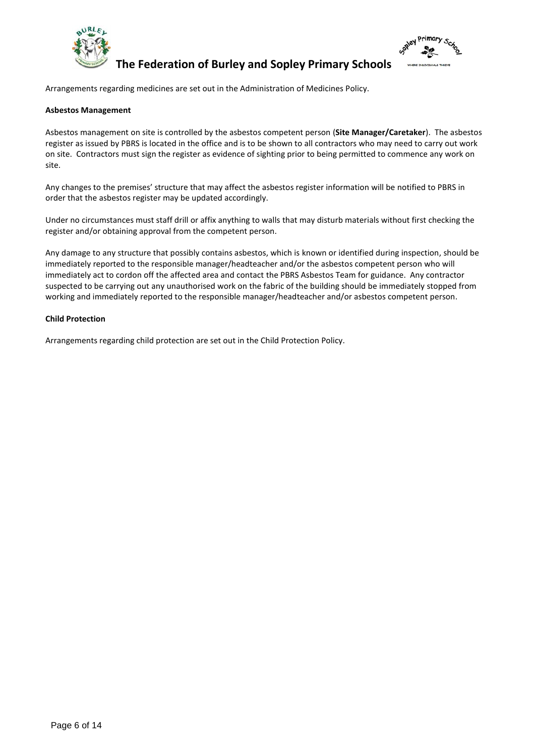Arrangements regarding medicines are set out in the Administration of Medicines Policy.

**Asbestos Management**

Asbestos management on site is controlled by the asbestos competent person (**Site Manager/Caretaker**). The asbestos register as issued by PBRS is located in the office and is to be shown to all contractors who may need to carry out work on site. Contractors must sign the register as evidence of sighting prior to being permitted to commence any work on site.

Any changes to the premises' structure that may affect the asbestos register information will be notified to PBRS in order that the asbestos register may be updated accordingly.

Under no circumstances must staff drill or affix anything to walls that may disturb materials without first checking the register and/or obtaining approval from the competent person.

Any damage to any structure that possibly contains asbestos, which is known or identified during inspection, should be immediately reported to the responsible manager/headteacher and/or the asbestos competent person who will immediately act to cordon off the affected area and contact the PBRS Asbestos Team for guidance. Any contractor suspected to be carrying out any unauthorised work on the fabric of the building should be immediately stopped from working and immediately reported to the responsible manager/headteacher and/or asbestos competent person.

**Child Protection**

Arrangements regarding child protection are set out in the Child Protection Policy.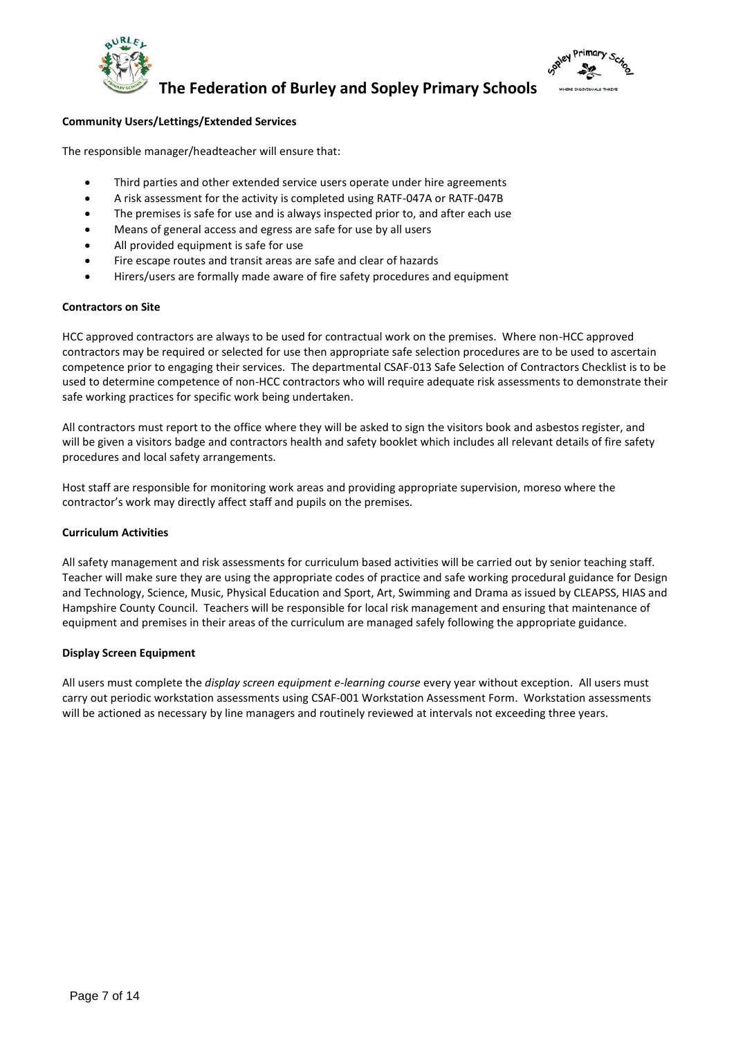**Community Users/Lettings/Extended Services**

The responsible manager/headteacher will ensure that:

- Third parties and other extended service users operate under hire agreements
- A risk assessment for the activity is completed using RATF-047A or RATF-047B
- The premises is safe for use and is always inspected prior to, and after each use
- Means of general access and egress are safe for use by all users
- All provided equipment is safe for use
- Fire escape routes and transit areas are safe and clear of hazards
- Hirers/users are formally made aware of fire safety procedures and equipment

**Contractors on Site**

HCC approved contractors are always to be used for contractual work on the premises. Where non-HCC approved contractors may be required or selected for use then appropriate safe selection procedures are to be used to ascertain competence prior to engaging their services. The departmental CSAF-013 Safe Selection of Contractors Checklist is to be used to determine competence of non-HCC contractors who will require adequate risk assessments to demonstrate their safe working practices for specific work being undertaken.

All contractors must report to the office where they will be asked to sign the visitors book and asbestos register, and will be given a visitors badge and contractors health and safety booklet which includes all relevant details of fire safety procedures and local safety arrangements.

Host staff are responsible for monitoring work areas and providing appropriate supervision, moreso where the contractor's work may directly affect staff and pupils on the premises.

**Curriculum Activities**

All safety management and risk assessments for curriculum based activities will be carried out by senior teaching staff. Teacher will make sure they are using the appropriate codes of practice and safe working procedural guidance for Design and Technology, Science, Music, Physical Education and Sport, Art, Swimming and Drama as issued by CLEAPSS, HIAS and Hampshire County Council. Teachers will be responsible for local risk management and ensuring that maintenance of equipment and premises in their areas of the curriculum are managed safely following the appropriate guidance.

**Display Screen Equipment**

All users must complete the *display screen equipment e-learning course* every year without exception. All users must carry out periodic workstation assessments using CSAF-001 Workstation Assessment Form. Workstation assessments will be actioned as necessary by line managers and routinely reviewed at intervals not exceeding three years.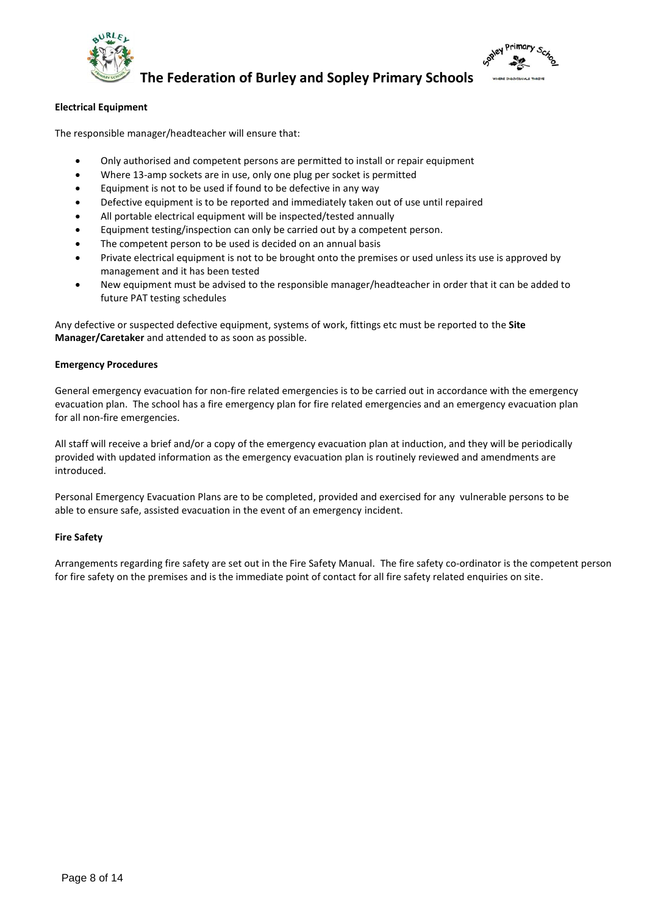**Electrical Equipment**

The responsible manager/headteacher will ensure that:

- Only authorised and competent persons are permitted to install or repair equipment
- Where 13-amp sockets are in use, only one plug per socket is permitted
- Equipment is not to be used if found to be defective in any way
- Defective equipment is to be reported and immediately taken out of use until repaired
- All portable electrical equipment will be inspected/tested annually
- Equipment testing/inspection can only be carried out by a competent person.
- The competent person to be used is decided on an annual basis
- Private electrical equipment is not to be brought onto the premises or used unless its use is approved by management and it has been tested
- New equipment must be advised to the responsible manager/headteacher in order that it can be added to future PAT testing schedules

Any defective or suspected defective equipment, systems of work, fittings etc must be reported to the **Site Manager/Caretaker** and attended to as soon as possible.

**Emergency Procedures**

General emergency evacuation for non-fire related emergencies is to be carried out in accordance with the emergency evacuation plan. The school has a fire emergency plan for fire related emergencies and an emergency evacuation plan for all non-fire emergencies.

All staff will receive a brief and/or a copy of the emergency evacuation plan at induction, and they will be periodically provided with updated information as the emergency evacuation plan is routinely reviewed and amendments are introduced.

Personal Emergency Evacuation Plans are to be completed, provided and exercised for any vulnerable persons to be able to ensure safe, assisted evacuation in the event of an emergency incident.

**Fire Safety**

Arrangements regarding fire safety are set out in the Fire Safety Manual. The fire safety co-ordinator is the competent person for fire safety on the premises and is the immediate point of contact for all fire safety related enquiries on site.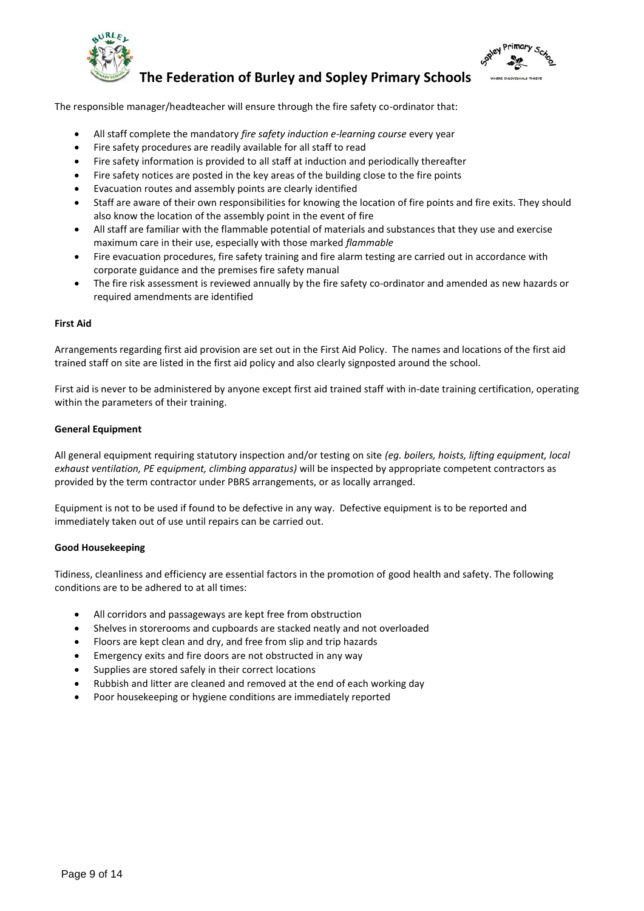The responsible manager/headteacher will ensure through the fire safety co-ordinator that:

- All staff complete the mandatory *fire safety induction e-learning course* every year
- Fire safety procedures are readily available for all staff to read
- Fire safety information is provided to all staff at induction and periodically thereafter
- Fire safety notices are posted in the key areas of the building close to the fire points
- Evacuation routes and assembly points are clearly identified
- Staff are aware of their own responsibilities for knowing the location of fire points and fire exits. They should also know the location of the assembly point in the event of fire
- All staff are familiar with the flammable potential of materials and substances that they use and exercise maximum care in their use, especially with those marked *flammable*
- Fire evacuation procedures, fire safety training and fire alarm testing are carried out in accordance with corporate guidance and the premises fire safety manual
- The fire risk assessment is reviewed annually by the fire safety co-ordinator and amended as new hazards or required amendments are identified

**First Aid**

Arrangements regarding first aid provision are set out in the First Aid Policy. The names and locations of the first aid trained staff on site are listed in the first aid policy and also clearly signposted around the school.

First aid is never to be administered by anyone except first aid trained staff with in-date training certification, operating within the parameters of their training.

**General Equipment**

All general equipment requiring statutory inspection and/or testing on site *(eg. boilers, hoists, lifting equipment, local exhaust ventilation, PE equipment, climbing apparatus)* will be inspected by appropriate competent contractors as provided by the term contractor under PBRS arrangements, or as locally arranged.

Equipment is not to be used if found to be defective in any way. Defective equipment is to be reported and immediately taken out of use until repairs can be carried out.

**Good Housekeeping**

Tidiness, cleanliness and efficiency are essential factors in the promotion of good health and safety. The following conditions are to be adhered to at all times:

- All corridors and passageways are kept free from obstruction
- Shelves in storerooms and cupboards are stacked neatly and not overloaded
- Floors are kept clean and dry, and free from slip and trip hazards
- Emergency exits and fire doors are not obstructed in any way
- Supplies are stored safely in their correct locations
- Rubbish and litter are cleaned and removed at the end of each working day
- Poor housekeeping or hygiene conditions are immediately reported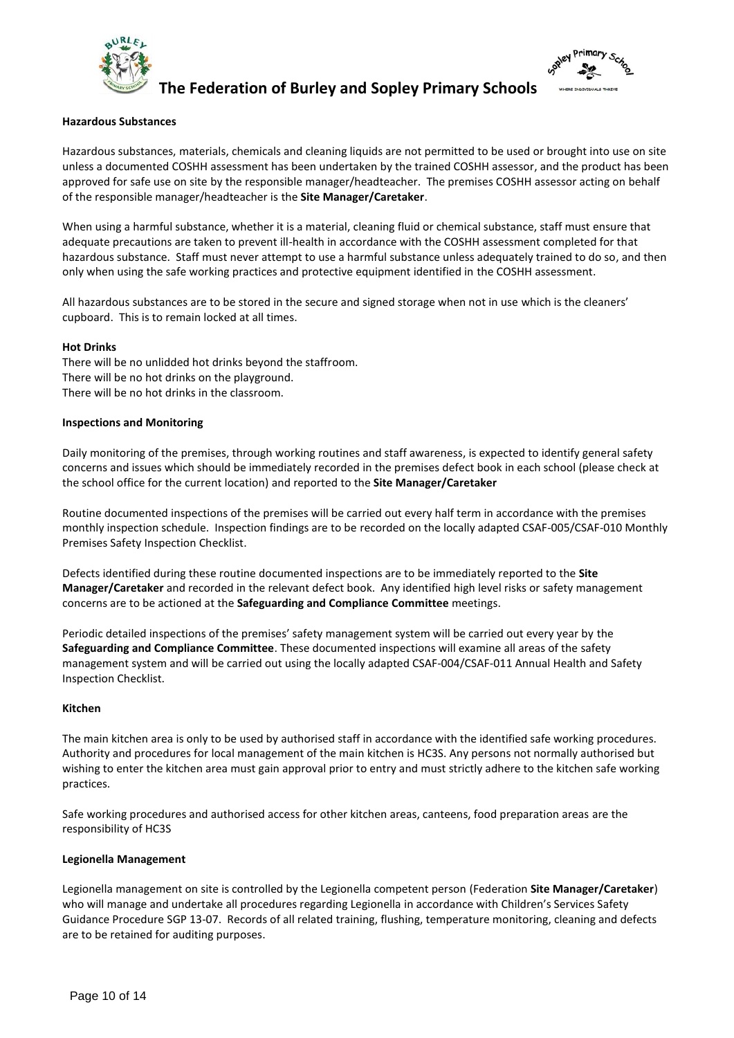### Hazardous Substances

Hazardous substances, materials, chemicals and cleaning liquids are not permitted to be used or brought into use on site unless a documented COSHH assessment has been undertaken by the trained COSHH assessor, and the product has been approved for safe use on site by the responsible manager/headteacher. The premises COSHH assessor acting on behalf of the responsible manager/headteacher is the **Site Manager/Caretaker**.

When using a harmful substance, whether it is a material, cleaning fluid or chemical substance, staff must ensure that adequate precautions are taken to prevent ill-health in accordance with the COSHH assessment completed for that hazardous substance. Staff must never attempt to use a harmful substance unless adequately trained to do so, and then only when using the safe working practices and protective equipment identified in the COSHH assessment.

All hazardous substances are to be stored in the secure and signed storage when not in use which is the cleaners' cupboard. This is to remain locked at all times.

### Hot Drinks

There will be no unlidded hot drinks beyond the staffroom.
There will be no hot drinks on the playground.
There will be no hot drinks in the classroom.

### Inspections and Monitoring

Daily monitoring of the premises, through working routines and staff awareness, is expected to identify general safety concerns and issues which should be immediately recorded in the premises defect book in each school (please check at the school office for the current location) and reported to the **Site Manager/Caretaker**

Routine documented inspections of the premises will be carried out every half term in accordance with the premises monthly inspection schedule. Inspection findings are to be recorded on the locally adapted CSAF-005/CSAF-010 Monthly Premises Safety Inspection Checklist.

Defects identified during these routine documented inspections are to be immediately reported to the **Site Manager/Caretaker** and recorded in the relevant defect book. Any identified high level risks or safety management concerns are to be actioned at the **Safeguarding and Compliance Committee** meetings.

Periodic detailed inspections of the premises' safety management system will be carried out every year by the **Safeguarding and Compliance Committee**. These documented inspections will examine all areas of the safety management system and will be carried out using the locally adapted CSAF-004/CSAF-011 Annual Health and Safety Inspection Checklist.

### Kitchen

The main kitchen area is only to be used by authorised staff in accordance with the identified safe working procedures. Authority and procedures for local management of the main kitchen is HC3S. Any persons not normally authorised but wishing to enter the kitchen area must gain approval prior to entry and must strictly adhere to the kitchen safe working practices.

Safe working procedures and authorised access for other kitchen areas, canteens, food preparation areas are the responsibility of HC3S

### Legionella Management

Legionella management on site is controlled by the Legionella competent person (Federation **Site Manager/Caretaker**) who will manage and undertake all procedures regarding Legionella in accordance with Children's Services Safety Guidance Procedure SGP 13-07. Records of all related training, flushing, temperature monitoring, cleaning and defects are to be retained for auditing purposes.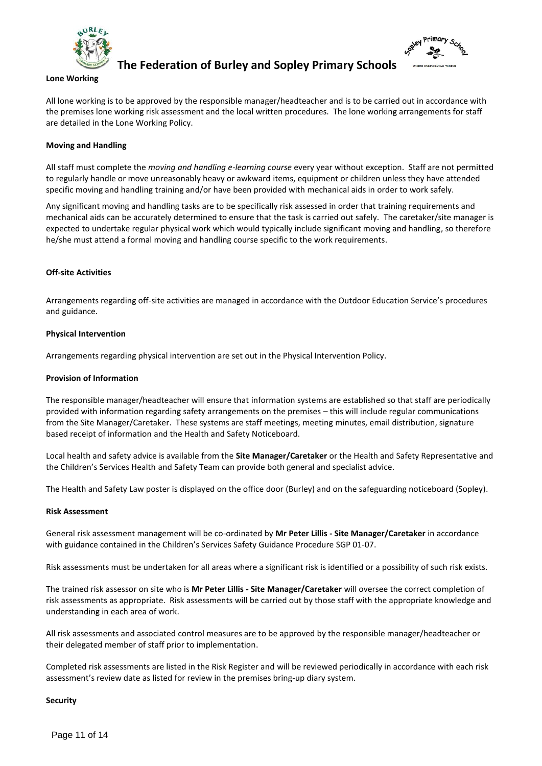**Lone Working**

All lone working is to be approved by the responsible manager/headteacher and is to be carried out in accordance with the premises lone working risk assessment and the local written procedures. The lone working arrangements for staff are detailed in the Lone Working Policy.

**Moving and Handling**

All staff must complete the *moving and handling e-learning course* every year without exception. Staff are not permitted to regularly handle or move unreasonably heavy or awkward items, equipment or children unless they have attended specific moving and handling training and/or have been provided with mechanical aids in order to work safely.

Any significant moving and handling tasks are to be specifically risk assessed in order that training requirements and mechanical aids can be accurately determined to ensure that the task is carried out safely. The caretaker/site manager is expected to undertake regular physical work which would typically include significant moving and handling, so therefore he/she must attend a formal moving and handling course specific to the work requirements.

**Off-site Activities**

Arrangements regarding off-site activities are managed in accordance with the Outdoor Education Service's procedures and guidance.

**Physical Intervention**

Arrangements regarding physical intervention are set out in the Physical Intervention Policy.

**Provision of Information**

The responsible manager/headteacher will ensure that information systems are established so that staff are periodically provided with information regarding safety arrangements on the premises – this will include regular communications from the Site Manager/Caretaker. These systems are staff meetings, meeting minutes, email distribution, signature based receipt of information and the Health and Safety Noticeboard.

Local health and safety advice is available from the **Site Manager/Caretaker** or the Health and Safety Representative and the Children's Services Health and Safety Team can provide both general and specialist advice.

The Health and Safety Law poster is displayed on the office door (Burley) and on the safeguarding noticeboard (Sopley).

**Risk Assessment**

General risk assessment management will be co-ordinated by **Mr Peter Lillis - Site Manager/Caretaker** in accordance with guidance contained in the Children's Services Safety Guidance Procedure SGP 01-07.

Risk assessments must be undertaken for all areas where a significant risk is identified or a possibility of such risk exists.

The trained risk assessor on site who is **Mr Peter Lillis - Site Manager/Caretaker** will oversee the correct completion of risk assessments as appropriate. Risk assessments will be carried out by those staff with the appropriate knowledge and understanding in each area of work.

All risk assessments and associated control measures are to be approved by the responsible manager/headteacher or their delegated member of staff prior to implementation.

Completed risk assessments are listed in the Risk Register and will be reviewed periodically in accordance with each risk assessment's review date as listed for review in the premises bring-up diary system.

**Security**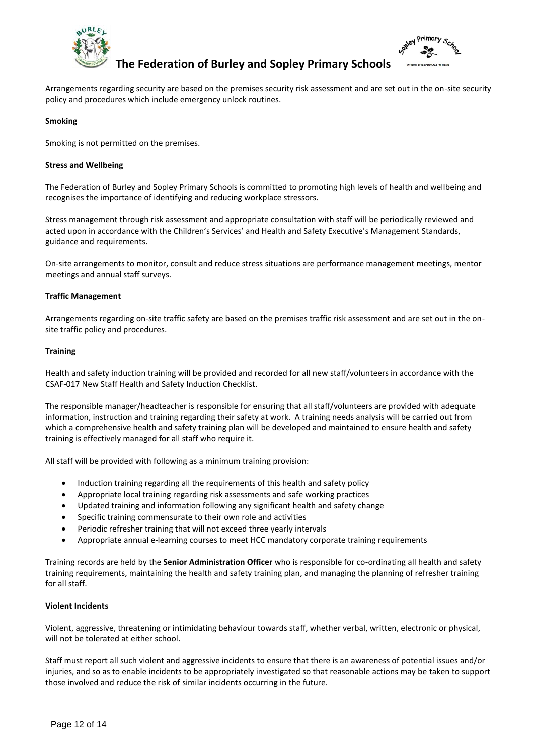Arrangements regarding security are based on the premises security risk assessment and are set out in the on-site security policy and procedures which include emergency unlock routines.

**Smoking**

Smoking is not permitted on the premises.

**Stress and Wellbeing**

The Federation of Burley and Sopley Primary Schools is committed to promoting high levels of health and wellbeing and recognises the importance of identifying and reducing workplace stressors.

Stress management through risk assessment and appropriate consultation with staff will be periodically reviewed and acted upon in accordance with the Children's Services' and Health and Safety Executive's Management Standards, guidance and requirements.

On-site arrangements to monitor, consult and reduce stress situations are performance management meetings, mentor meetings and annual staff surveys.

**Traffic Management**

Arrangements regarding on-site traffic safety are based on the premises traffic risk assessment and are set out in the on-site traffic policy and procedures.

**Training**

Health and safety induction training will be provided and recorded for all new staff/volunteers in accordance with the CSAF-017 New Staff Health and Safety Induction Checklist.

The responsible manager/headteacher is responsible for ensuring that all staff/volunteers are provided with adequate information, instruction and training regarding their safety at work. A training needs analysis will be carried out from which a comprehensive health and safety training plan will be developed and maintained to ensure health and safety training is effectively managed for all staff who require it.

All staff will be provided with following as a minimum training provision:

- Induction training regarding all the requirements of this health and safety policy
- Appropriate local training regarding risk assessments and safe working practices
- Updated training and information following any significant health and safety change
- Specific training commensurate to their own role and activities
- Periodic refresher training that will not exceed three yearly intervals
- Appropriate annual e-learning courses to meet HCC mandatory corporate training requirements

Training records are held by the **Senior Administration Officer** who is responsible for co-ordinating all health and safety training requirements, maintaining the health and safety training plan, and managing the planning of refresher training for all staff.

**Violent Incidents**

Violent, aggressive, threatening or intimidating behaviour towards staff, whether verbal, written, electronic or physical, will not be tolerated at either school.

Staff must report all such violent and aggressive incidents to ensure that there is an awareness of potential issues and/or injuries, and so as to enable incidents to be appropriately investigated so that reasonable actions may be taken to support those involved and reduce the risk of similar incidents occurring in the future.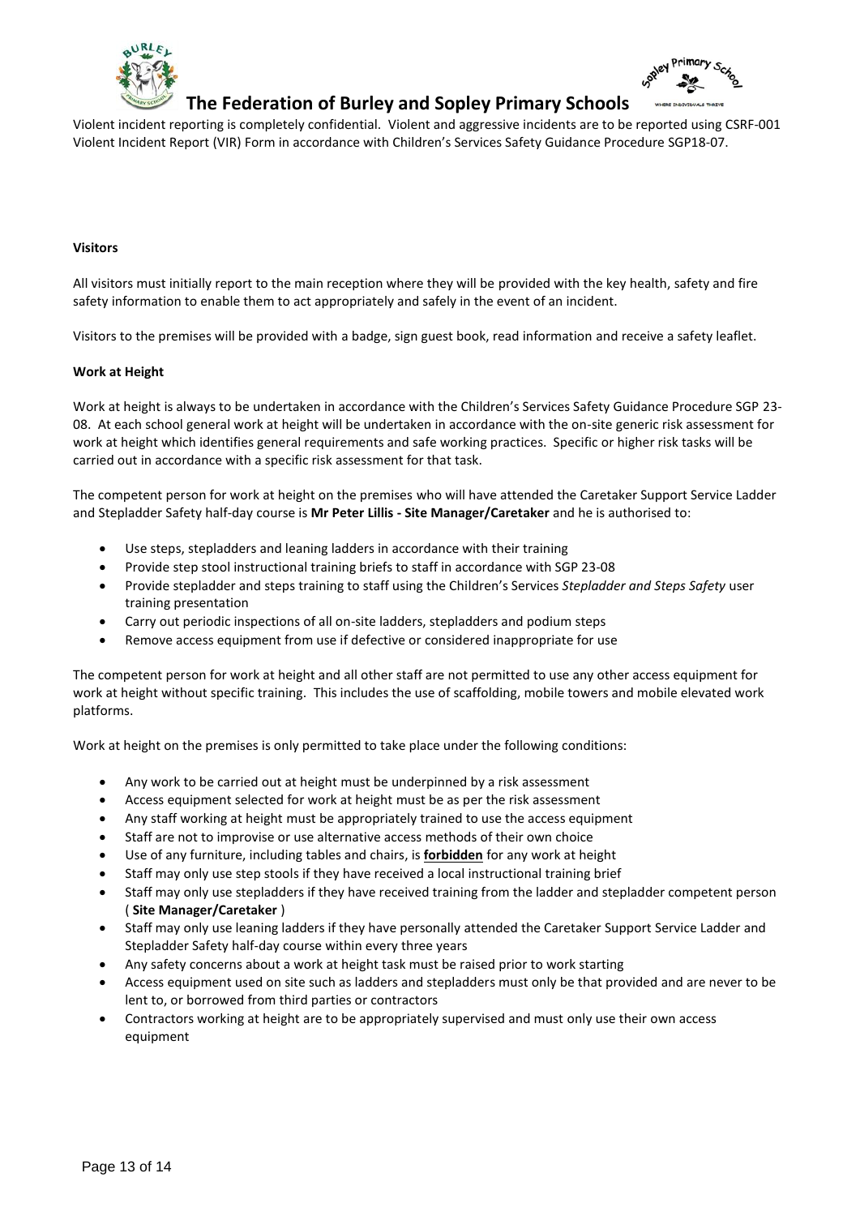Violent incident reporting is completely confidential. Violent and aggressive incidents are to be reported using CSRF-001 Violent Incident Report (VIR) Form in accordance with Children's Services Safety Guidance Procedure SGP18-07.

**Visitors**

All visitors must initially report to the main reception where they will be provided with the key health, safety and fire safety information to enable them to act appropriately and safely in the event of an incident.

Visitors to the premises will be provided with a badge, sign guest book, read information and receive a safety leaflet.

**Work at Height**

Work at height is always to be undertaken in accordance with the Children's Services Safety Guidance Procedure SGP 23-08. At each school general work at height will be undertaken in accordance with the on-site generic risk assessment for work at height which identifies general requirements and safe working practices. Specific or higher risk tasks will be carried out in accordance with a specific risk assessment for that task.

The competent person for work at height on the premises who will have attended the Caretaker Support Service Ladder and Stepladder Safety half-day course is **Mr Peter Lillis - Site Manager/Caretaker** and he is authorised to:

- Use steps, stepladders and leaning ladders in accordance with their training
- Provide step stool instructional training briefs to staff in accordance with SGP 23-08
- Provide stepladder and steps training to staff using the Children's Services *Stepladder and Steps Safety* user training presentation
- Carry out periodic inspections of all on-site ladders, stepladders and podium steps
- Remove access equipment from use if defective or considered inappropriate for use

The competent person for work at height and all other staff are not permitted to use any other access equipment for work at height without specific training. This includes the use of scaffolding, mobile towers and mobile elevated work platforms.

Work at height on the premises is only permitted to take place under the following conditions:

- Any work to be carried out at height must be underpinned by a risk assessment
- Access equipment selected for work at height must be as per the risk assessment
- Any staff working at height must be appropriately trained to use the access equipment
- Staff are not to improvise or use alternative access methods of their own choice
- Use of any furniture, including tables and chairs, is **forbidden** for any work at height
- Staff may only use step stools if they have received a local instructional training brief
- Staff may only use stepladders if they have received training from the ladder and stepladder competent person ( **Site Manager/Caretaker** )
- Staff may only use leaning ladders if they have personally attended the Caretaker Support Service Ladder and Stepladder Safety half-day course within every three years
- Any safety concerns about a work at height task must be raised prior to work starting
- Access equipment used on site such as ladders and stepladders must only be that provided and are never to be lent to, or borrowed from third parties or contractors
- Contractors working at height are to be appropriately supervised and must only use their own access equipment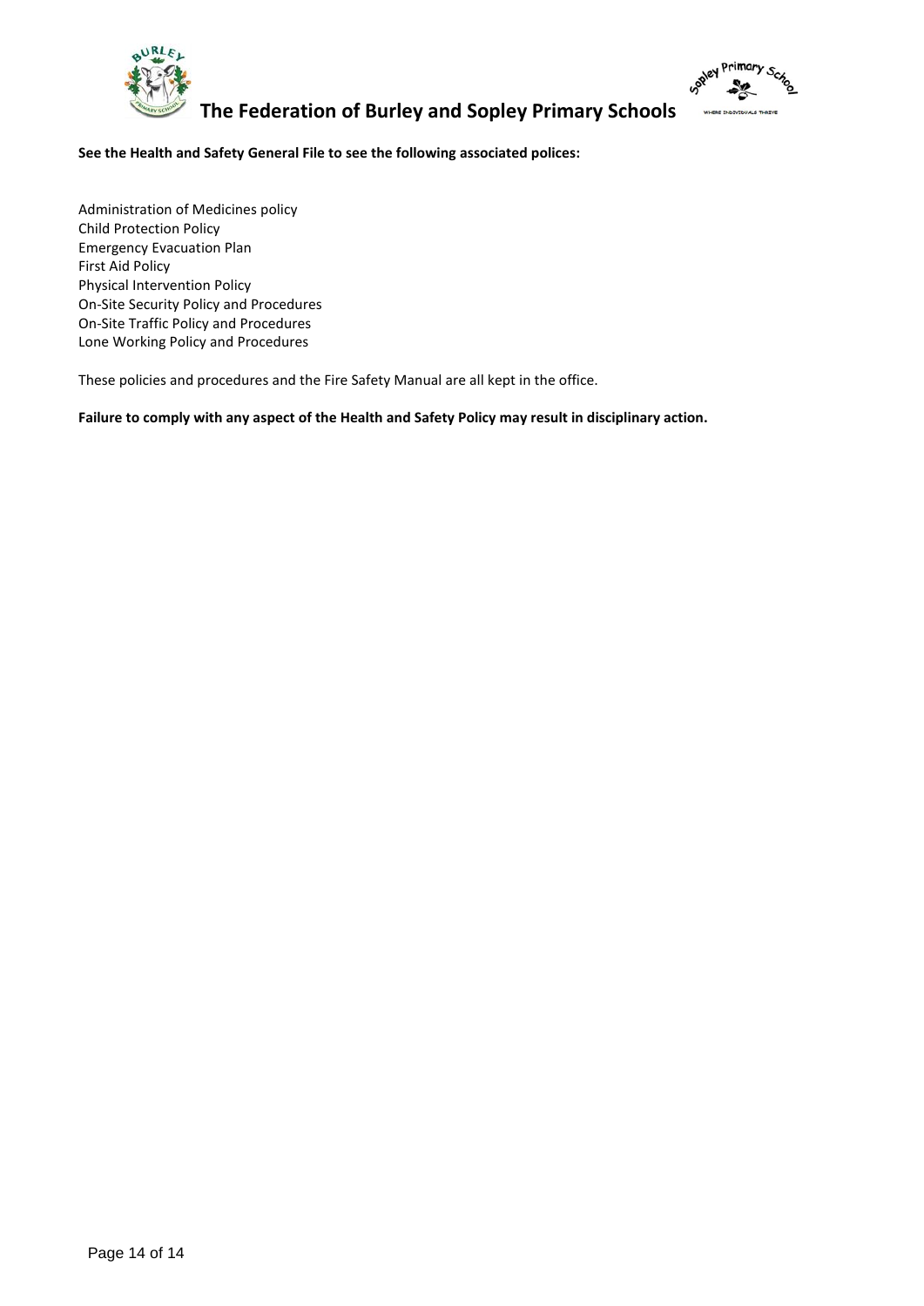**See the Health and Safety General File to see the following associated polices:**

Administration of Medicines policy
Child Protection Policy
Emergency Evacuation Plan
First Aid Policy
Physical Intervention Policy
On-Site Security Policy and Procedures
On-Site Traffic Policy and Procedures
Lone Working Policy and Procedures

These policies and procedures and the Fire Safety Manual are all kept in the office.

**Failure to comply with any aspect of the Health and Safety Policy may result in disciplinary action.**